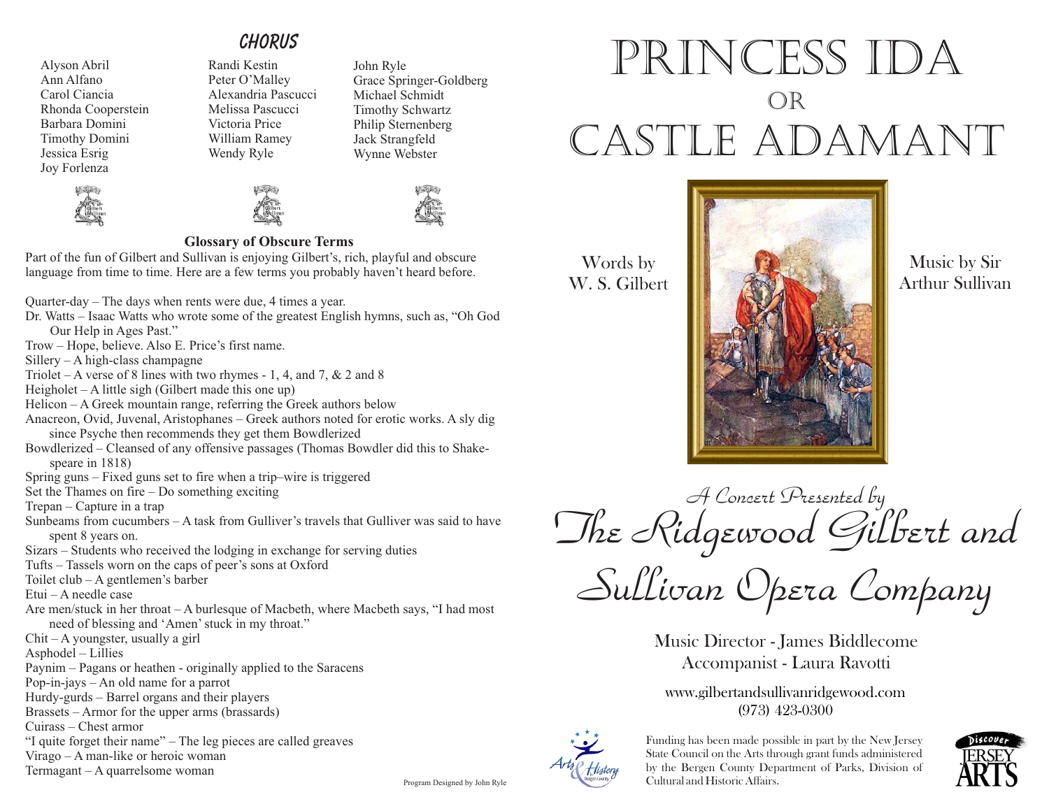## CHORUS

Alyson Abril
Ann Alfano
Carol Ciancia
Rhonda Cooperstein
Barbara Domini
Timothy Domini
Jessica Esrig
Joy Forlenza
Randi Kestin
Peter O'Malley
Alexandria Pascucci
Melissa Pascucci
Victoria Price
William Ramey
Wendy Ryle
John Ryle
Grace Springer-Goldberg
Michael Schmidt
Timothy Schwartz
Philip Sternenberg
Jack Strangfeld
Wynne Webster

### Glossary of Obscure Terms

Part of the fun of Gilbert and Sullivan is enjoying Gilbert's, rich, playful and obscure language from time to time. Here are a few terms you probably haven't heard before.

Quarter-day – The days when rents were due, 4 times a year.
Dr. Watts – Isaac Watts who wrote some of the greatest English hymns, such as, "Oh God Our Help in Ages Past."
Trow – Hope, believe. Also E. Price's first name.
Sillery – A high-class champagne
Triolet – A verse of 8 lines with two rhymes - 1, 4, and 7, & 2 and 8
Heigholet – A little sigh (Gilbert made this one up)
Helicon – A Greek mountain range, referring the Greek authors below
Anacreon, Ovid, Juvenal, Aristophanes – Greek authors noted for erotic works. A sly dig since Psyche then recommends they get them Bowdlerized
Bowdlerized – Cleansed of any offensive passages (Thomas Bowdler did this to Shakespeare in 1818)
Spring guns – Fixed guns set to fire when a trip–wire is triggered
Set the Thames on fire – Do something exciting
Trepan – Capture in a trap
Sunbeams from cucumbers – A task from Gulliver's travels that Gulliver was said to have spent 8 years on.
Sizars – Students who received the lodging in exchange for serving duties
Tufts – Tassels worn on the caps of peer's sons at Oxford
Toilet club – A gentlemen's barber
Etui – A needle case
Are men/stuck in her throat – A burlesque of Macbeth, where Macbeth says, "I had most need of blessing and 'Amen' stuck in my throat."
Chit – A youngster, usually a girl
Asphodel – Lillies
Paynim – Pagans or heathen - originally applied to the Saracens
Pop-in-jays – An old name for a parrot
Hurdy-gurds – Barrel organs and their players
Brassets – Armor for the upper arms (brassards)
Cuirass – Chest armor
"I quite forget their name" – The leg pieces are called greaves
Virago – A man-like or heroic woman
Termagant – A quarrelsome woman

Program Designed by John Ryle

# PRINCESS IDA
# OR
# CASTLE ADAMANT

Words by W. S. Gilbert

Music by Sir Arthur Sullivan

*A Concert Presented by*

## *The Ridgewood Gilbert and Sullivan Opera Company*

Music Director - James Biddlecome
Accompanist - Laura Ravotti

www.gilbertandsullivanridgewood.com
(973) 423-0300

Arts & History Bergen County

Funding has been made possible in part by the New Jersey State Council on the Arts through grant funds administered by the Bergen County Department of Parks, Division of Cultural and Historic Affairs.

Discover JERSEY ARTS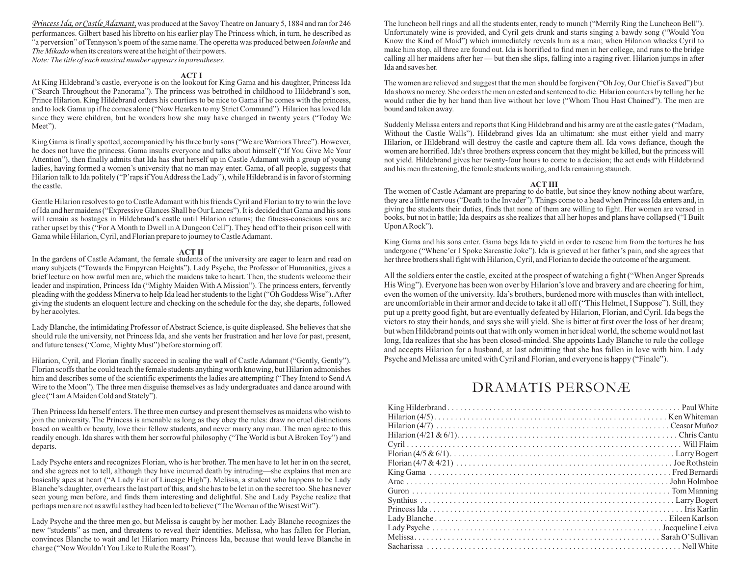*Princess Ida, or Castle Adamant,* was produced at the Savoy Theatre on January 5, 1884 and ran for 246 performances. Gilbert based his libretto on his earlier play The Princess which, in turn, he described as "a perversion" of Tennyson's poem of the same name. The operetta was produced between *Iolanthe* and *The Mikado* when its creators were at the height of their powers.
*Note: The title of each musical number appears in parentheses.*

### ACT I

At King Hildebrand's castle, everyone is on the lookout for King Gama and his daughter, Princess Ida ("Search Throughout the Panorama"). The princess was betrothed in childhood to Hildebrand's son, Prince Hilarion. King Hildebrand orders his courtiers to be nice to Gama if he comes with the princess, and to lock Gama up if he comes alone ("Now Hearken to my Strict Command"). Hilarion has loved Ida since they were children, but he wonders how she may have changed in twenty years ("Today We Meet").

King Gama is finally spotted, accompanied by his three burly sons ("We are Warriors Three"). However, he does not have the princess. Gama insults everyone and talks about himself ("If You Give Me Your Attention"), then finally admits that Ida has shut herself up in Castle Adamant with a group of young ladies, having formed a women's university that no man may enter. Gama, of all people, suggests that Hilarion talk to Ida politely ("P'raps if You Address the Lady"), while Hildebrand is in favor of storming the castle.

Gentle Hilarion resolves to go to Castle Adamant with his friends Cyril and Florian to try to win the love of Ida and her maidens ("Expressive Glances Shall be Our Lances"). It is decided that Gama and his sons will remain as hostages in Hildebrand's castle until Hilarion returns; the fitness-conscious sons are rather upset by this ("For A Month to Dwell in A Dungeon Cell"). They head off to their prison cell with Gama while Hilarion, Cyril, and Florian prepare to journey to Castle Adamant.

### ACT II

In the gardens of Castle Adamant, the female students of the university are eager to learn and read on many subjects ("Towards the Empyrean Heights"). Lady Psyche, the Professor of Humanities, gives a brief lecture on how awful men are, which the maidens take to heart. Then, the students welcome their leader and inspiration, Princess Ida ("Mighty Maiden With A Mission"). The princess enters, fervently pleading with the goddess Minerva to help Ida lead her students to the light ("Oh Goddess Wise"). After giving the students an eloquent lecture and checking on the schedule for the day, she departs, followed by her acolytes.

Lady Blanche, the intimidating Professor of Abstract Science, is quite displeased. She believes that she should rule the university, not Princess Ida, and she vents her frustration and her love for past, present, and future tenses ("Come, Mighty Must") before storming off.

Hilarion, Cyril, and Florian finally succeed in scaling the wall of Castle Adamant ("Gently, Gently"). Florian scoffs that he could teach the female students anything worth knowing, but Hilarion admonishes him and describes some of the scientific experiments the ladies are attempting ("They Intend to Send A Wire to the Moon"). The three men disguise themselves as lady undergraduates and dance around with glee ("I am A Maiden Cold and Stately").

Then Princess Ida herself enters. The three men curtsey and present themselves as maidens who wish to join the university. The Princess is amenable as long as they obey the rules: draw no cruel distinctions based on wealth or beauty, love their fellow students, and never marry any man. The men agree to this readily enough. Ida shares with them her sorrowful philosophy ("The World is but A Broken Toy") and departs.

Lady Psyche enters and recognizes Florian, who is her brother. The men have to let her in on the secret, and she agrees not to tell, although they have incurred death by intruding—she explains that men are basically apes at heart ("A Lady Fair of Lineage High"). Melissa, a student who happens to be Lady Blanche's daughter, overhears the last part of this, and she has to be let in on the secret too. She has never seen young men before, and finds them interesting and delightful. She and Lady Psyche realize that perhaps men are not as awful as they had been led to believe ("The Woman of the Wisest Wit").

Lady Psyche and the three men go, but Melissa is caught by her mother. Lady Blanche recognizes the new "students" as men, and threatens to reveal their identities. Melissa, who has fallen for Florian, convinces Blanche to wait and let Hilarion marry Princess Ida, because that would leave Blanche in charge ("Now Wouldn't You Like to Rule the Roast").

The luncheon bell rings and all the students enter, ready to munch ("Merrily Ring the Luncheon Bell"). Unfortunately wine is provided, and Cyril gets drunk and starts singing a bawdy song ("Would You Know the Kind of Maid") which immediately reveals him as a man; when Hilarion whacks Cyril to make him stop, all three are found out. Ida is horrified to find men in her college, and runs to the bridge calling all her maidens after her — but then she slips, falling into a raging river. Hilarion jumps in after Ida and saves her.

The women are relieved and suggest that the men should be forgiven ("Oh Joy, Our Chief is Saved") but Ida shows no mercy. She orders the men arrested and sentenced to die. Hilarion counters by telling her he would rather die by her hand than live without her love ("Whom Thou Hast Chained"). The men are bound and taken away.

Suddenly Melissa enters and reports that King Hildebrand and his army are at the castle gates ("Madam, Without the Castle Walls"). Hildebrand gives Ida an ultimatum: she must either yield and marry Hilarion, or Hildebrand will destroy the castle and capture them all. Ida vows defiance, though the women are horrified. Ida's three brothers express concern that they might be killed, but the princess will not yield. Hildebrand gives her twenty-four hours to come to a decision; the act ends with Hildebrand and his men threatening, the female students wailing, and Ida remaining staunch.

### ACT III

The women of Castle Adamant are preparing to do battle, but since they know nothing about warfare, they are a little nervous ("Death to the Invader"). Things come to a head when Princess Ida enters and, in giving the students their duties, finds that none of them are willing to fight. Her women are versed in books, but not in battle; Ida despairs as she realizes that all her hopes and plans have collapsed ("I Built Upon A Rock").

King Gama and his sons enter. Gama begs Ida to yield in order to rescue him from the tortures he has undergone ("Whene'er I Spoke Sarcastic Joke"). Ida is grieved at her father's pain, and she agrees that her three brothers shall fight with Hilarion, Cyril, and Florian to decide the outcome of the argument.

All the soldiers enter the castle, excited at the prospect of watching a fight ("When Anger Spreads His Wing"). Everyone has been won over by Hilarion's love and bravery and are cheering for him, even the women of the university. Ida's brothers, burdened more with muscles than with intellect, are uncomfortable in their armor and decide to take it all off ("This Helmet, I Suppose"). Still, they put up a pretty good fight, but are eventually defeated by Hilarion, Florian, and Cyril. Ida begs the victors to stay their hands, and says she will yield. She is bitter at first over the loss of her dream; but when Hildebrand points out that with only women in her ideal world, the scheme would not last long, Ida realizes that she has been closed-minded. She appoints Lady Blanche to rule the college and accepts Hilarion for a husband, at last admitting that she has fallen in love with him. Lady Psyche and Melissa are united with Cyril and Florian, and everyone is happy ("Finale").

## DRAMATIS PERSONÆ

| | |
|---|---|
| King Hilderbrand | Paul White |
| Hilarion (4/5) | Ken Whiteman |
| Hilarion (4/7) | Ceasar Muñoz |
| Hilarion (4/21 & 6/1) | Chris Cantu |
| Cyril | Will Flaim |
| Florian (4/5 & 6/1) | Larry Bogert |
| Florian (4/7 & 4/21) | Joe Rothstein |
| King Gama | Fred Bernardi |
| Arac | John Holmboe |
| Guron | Tom Manning |
| Synthius | Larry Bogert |
| Princess Ida | Iris Karlin |
| Lady Blanche | Eileen Karlson |
| Lady Psyche | Jacqueline Leiva |
| Melissa | Sarah O'Sullivan |
| Sacharissa | Nell White |